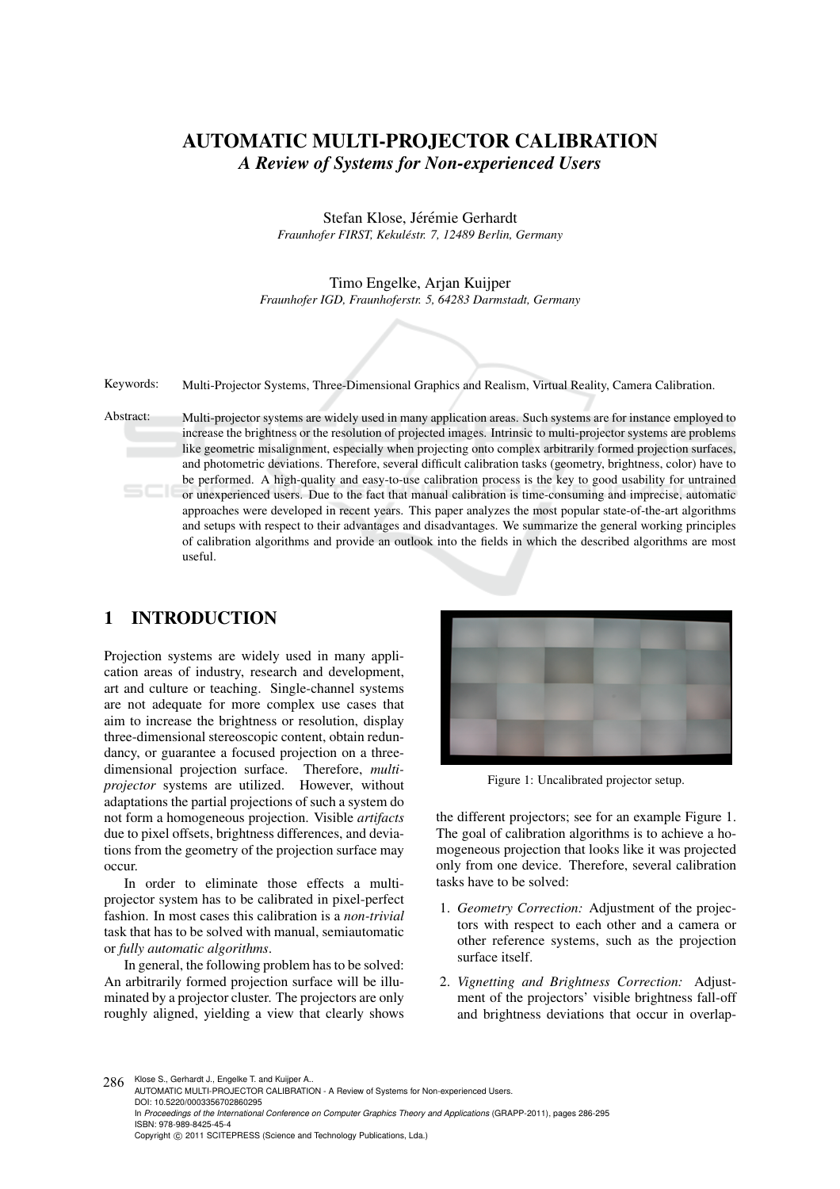# AUTOMATIC MULTI-PROJECTOR CALIBRATION

## *A Review of Systems for Non-experienced Users*

Stefan Klose, Jérémie Gerhardt
*Fraunhofer FIRST, Kekuléstr. 7, 12489 Berlin, Germany*

Timo Engelke, Arjan Kuijper
*Fraunhofer IGD, Fraunhoferstr. 5, 64283 Darmstadt, Germany*

Keywords: Multi-Projector Systems, Three-Dimensional Graphics and Realism, Virtual Reality, Camera Calibration.

Abstract: Multi-projector systems are widely used in many application areas. Such systems are for instance employed to increase the brightness or the resolution of projected images. Intrinsic to multi-projector systems are problems like geometric misalignment, especially when projecting onto complex arbitrarily formed projection surfaces, and photometric deviations. Therefore, several difficult calibration tasks (geometry, brightness, color) have to be performed. A high-quality and easy-to-use calibration process is the key to good usability for untrained or unexperienced users. Due to the fact that manual calibration is time-consuming and imprecise, automatic approaches were developed in recent years. This paper analyzes the most popular state-of-the-art algorithms and setups with respect to their advantages and disadvantages. We summarize the general working principles of calibration algorithms and provide an outlook into the fields in which the described algorithms are most useful.

## 1 INTRODUCTION

Projection systems are widely used in many application areas of industry, research and development, art and culture or teaching. Single-channel systems are not adequate for more complex use cases that aim to increase the brightness or resolution, display three-dimensional stereoscopic content, obtain redundancy, or guarantee a focused projection on a three-dimensional projection surface. Therefore, *multi-projector* systems are utilized. However, without adaptations the partial projections of such a system do not form a homogeneous projection. Visible *artifacts* due to pixel offsets, brightness differences, and deviations from the geometry of the projection surface may occur.

In order to eliminate those effects a multi-projector system has to be calibrated in pixel-perfect fashion. In most cases this calibration is a *non-trivial* task that has to be solved with manual, semiautomatic or *fully automatic algorithms*.

In general, the following problem has to be solved: An arbitrarily formed projection surface will be illuminated by a projector cluster. The projectors are only roughly aligned, yielding a view that clearly shows the different projectors; see for an example Figure 1. The goal of calibration algorithms is to achieve a homogeneous projection that looks like it was projected only from one device. Therefore, several calibration tasks have to be solved:

Figure 1: Uncalibrated projector setup.

1. *Geometry Correction:* Adjustment of the projectors with respect to each other and a camera or other reference systems, such as the projection surface itself.
2. *Vignetting and Brightness Correction:* Adjustment of the projectors' visible brightness fall-off and brightness deviations that occur in overlap-

Klose S., Gerhardt J., Engelke T. and Kuijper A..
AUTOMATIC MULTI-PROJECTOR CALIBRATION - A Review of Systems for Non-experienced Users.
DOI: 10.5220/0003356702860295
In *Proceedings of the International Conference on Computer Graphics Theory and Applications* (GRAPP-2011), pages 286-295
ISBN: 978-989-8425-45-4
Copyright © 2011 SCITEPRESS (Science and Technology Publications, Lda.)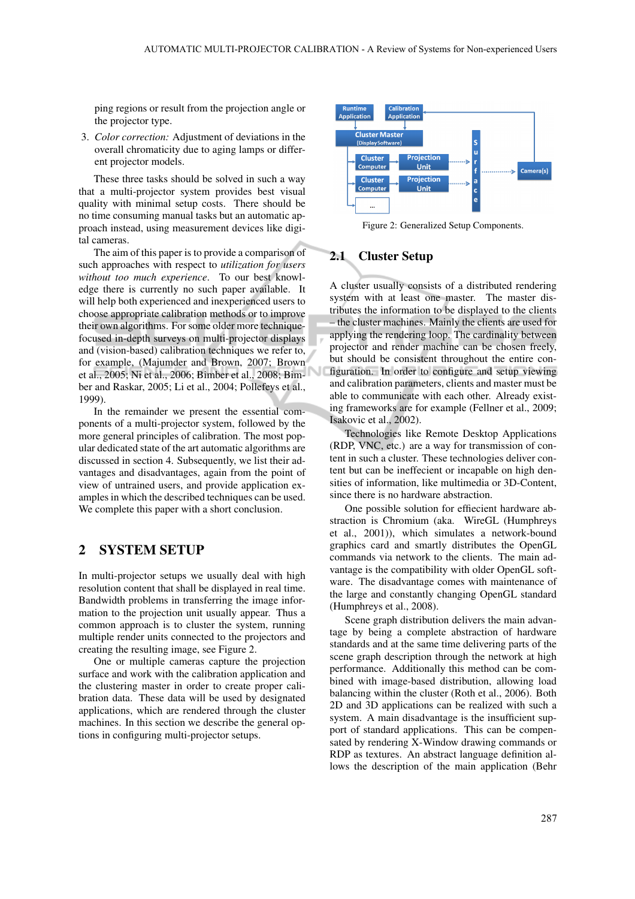ping regions or result from the projection angle or the projector type.

3. *Color correction:* Adjustment of deviations in the overall chromaticity due to aging lamps or different projector models.

These three tasks should be solved in such a way that a multi-projector system provides best visual quality with minimal setup costs. There should be no time consuming manual tasks but an automatic approach instead, using measurement devices like digital cameras.

The aim of this paper is to provide a comparison of such approaches with respect to *utilization for users without too much experience*. To our best knowledge there is currently no such paper available. It will help both experienced and inexperienced users to choose appropriate calibration methods or to improve their own algorithms. For some older more technique-focused in-depth surveys on multi-projector displays and (vision-based) calibration techniques we refer to, for example, (Majumder and Brown, 2007; Brown et al., 2005; Ni et al., 2006; Bimber et al., 2008; Bimber and Raskar, 2005; Li et al., 2004; Pollefeys et al., 1999).

In the remainder we present the essential components of a multi-projector system, followed by the more general principles of calibration. The most popular dedicated state of the art automatic algorithms are discussed in section 4. Subsequently, we list their advantages and disadvantages, again from the point of view of untrained users, and provide application examples in which the described techniques can be used. We complete this paper with a short conclusion.

# 2 SYSTEM SETUP

In multi-projector setups we usually deal with high resolution content that shall be displayed in real time. Bandwidth problems in transferring the image information to the projection unit usually appear. Thus a common approach is to cluster the system, running multiple render units connected to the projectors and creating the resulting image, see Figure 2.

One or multiple cameras capture the projection surface and work with the calibration application and the clustering master in order to create proper calibration data. These data will be used by designated applications, which are rendered through the cluster machines. In this section we describe the general options in configuring multi-projector setups.

Figure 2: Generalized Setup Components.

## 2.1 Cluster Setup

A cluster usually consists of a distributed rendering system with at least one master. The master distributes the information to be displayed to the clients – the cluster machines. Mainly the clients are used for applying the rendering loop. The cardinality between projector and render machine can be chosen freely, but should be consistent throughout the entire configuration. In order to configure and setup viewing and calibration parameters, clients and master must be able to communicate with each other. Already existing frameworks are for example (Fellner et al., 2009; Isakovic et al., 2002).

Technologies like Remote Desktop Applications (RDP, VNC, etc.) are a way for transmission of content in such a cluster. These technologies deliver content but can be ineffecient or incapable on high densities of information, like multimedia or 3D-Content, since there is no hardware abstraction.

One possible solution for effecient hardware abstraction is Chromium (aka. WireGL (Humphreys et al., 2001)), which simulates a network-bound graphics card and smartly distributes the OpenGL commands via network to the clients. The main advantage is the compatibility with older OpenGL software. The disadvantage comes with maintenance of the large and constantly changing OpenGL standard (Humphreys et al., 2008).

Scene graph distribution delivers the main advantage by being a complete abstraction of hardware standards and at the same time delivering parts of the scene graph description through the network at high performance. Additionally this method can be combined with image-based distribution, allowing load balancing within the cluster (Roth et al., 2006). Both 2D and 3D applications can be realized with such a system. A main disadvantage is the insufficient support of standard applications. This can be compensated by rendering X-Window drawing commands or RDP as textures. An abstract language definition allows the description of the main application (Behr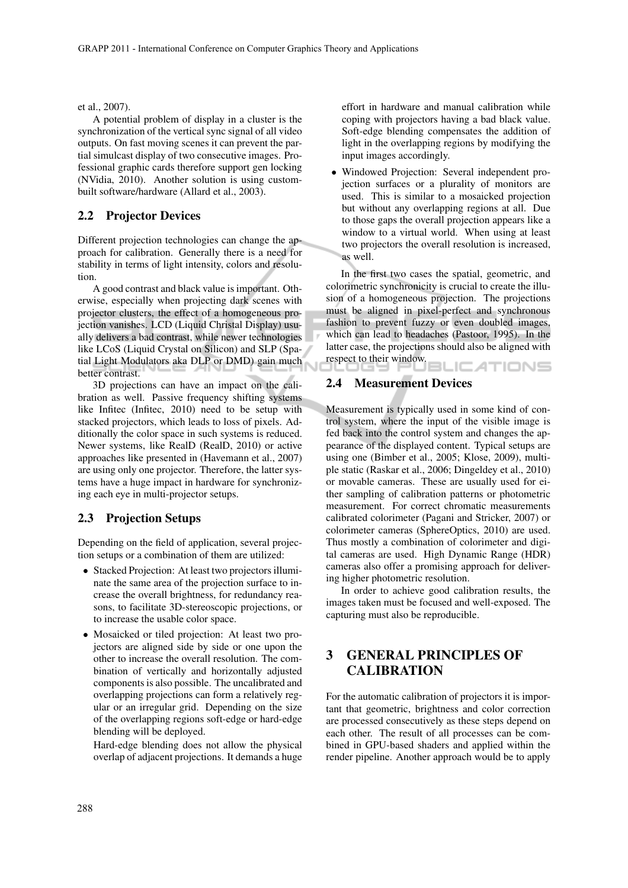et al., 2007).

A potential problem of display in a cluster is the synchronization of the vertical sync signal of all video outputs. On fast moving scenes it can prevent the partial simulcast display of two consecutive images. Professional graphic cards therefore support gen locking (NVidia, 2010). Another solution is using custom-built software/hardware (Allard et al., 2003).

## 2.2 Projector Devices

Different projection technologies can change the approach for calibration. Generally there is a need for stability in terms of light intensity, colors and resolution.

A good contrast and black value is important. Otherwise, especially when projecting dark scenes with projector clusters, the effect of a homogeneous projection vanishes. LCD (Liquid Christal Display) usually delivers a bad contrast, while newer technologies like LCoS (Liquid Crystal on Silicon) and SLP (Spatial Light Modulators aka DLP or DMD) gain much better contrast.

3D projections can have an impact on the calibration as well. Passive frequency shifting systems like Infitec (Infitec, 2010) need to be setup with stacked projectors, which leads to loss of pixels. Additionally the color space in such systems is reduced. Newer systems, like RealD (RealD, 2010) or active approaches like presented in (Havemann et al., 2007) are using only one projector. Therefore, the latter systems have a huge impact in hardware for synchronizing each eye in multi-projector setups.

## 2.3 Projection Setups

Depending on the field of application, several projection setups or a combination of them are utilized:

- Stacked Projection: At least two projectors illuminate the same area of the projection surface to increase the overall brightness, for redundancy reasons, to facilitate 3D-stereoscopic projections, or to increase the usable color space.
- Mosaicked or tiled projection: At least two projectors are aligned side by side or one upon the other to increase the overall resolution. The combination of vertically and horizontally adjusted components is also possible. The uncalibrated and overlapping projections can form a relatively regular or an irregular grid. Depending on the size of the overlapping regions soft-edge or hard-edge blending will be deployed.

  Hard-edge blending does not allow the physical overlap of adjacent projections. It demands a huge effort in hardware and manual calibration while coping with projectors having a bad black value. Soft-edge blending compensates the addition of light in the overlapping regions by modifying the input images accordingly.
- Windowed Projection: Several independent projection surfaces or a plurality of monitors are used. This is similar to a mosaicked projection but without any overlapping regions at all. Due to those gaps the overall projection appears like a window to a virtual world. When using at least two projectors the overall resolution is increased, as well.

In the first two cases the spatial, geometric, and colorimetric synchronicity is crucial to create the illusion of a homogeneous projection. The projections must be aligned in pixel-perfect and synchronous fashion to prevent fuzzy or even doubled images, which can lead to headaches (Pastoor, 1995). In the latter case, the projections should also be aligned with respect to their window.

## 2.4 Measurement Devices

Measurement is typically used in some kind of control system, where the input of the visible image is fed back into the control system and changes the appearance of the displayed content. Typical setups are using one (Bimber et al., 2005; Klose, 2009), multiple static (Raskar et al., 2006; Dingeldey et al., 2010) or movable cameras. These are usually used for either sampling of calibration patterns or photometric measurement. For correct chromatic measurements calibrated colorimeter (Pagani and Stricker, 2007) or colorimeter cameras (SphereOptics, 2010) are used. Thus mostly a combination of colorimeter and digital cameras are used. High Dynamic Range (HDR) cameras also offer a promising approach for delivering higher photometric resolution.

In order to achieve good calibration results, the images taken must be focused and well-exposed. The capturing must also be reproducible.

# 3 GENERAL PRINCIPLES OF CALIBRATION

For the automatic calibration of projectors it is important that geometric, brightness and color correction are processed consecutively as these steps depend on each other. The result of all processes can be combined in GPU-based shaders and applied within the render pipeline. Another approach would be to apply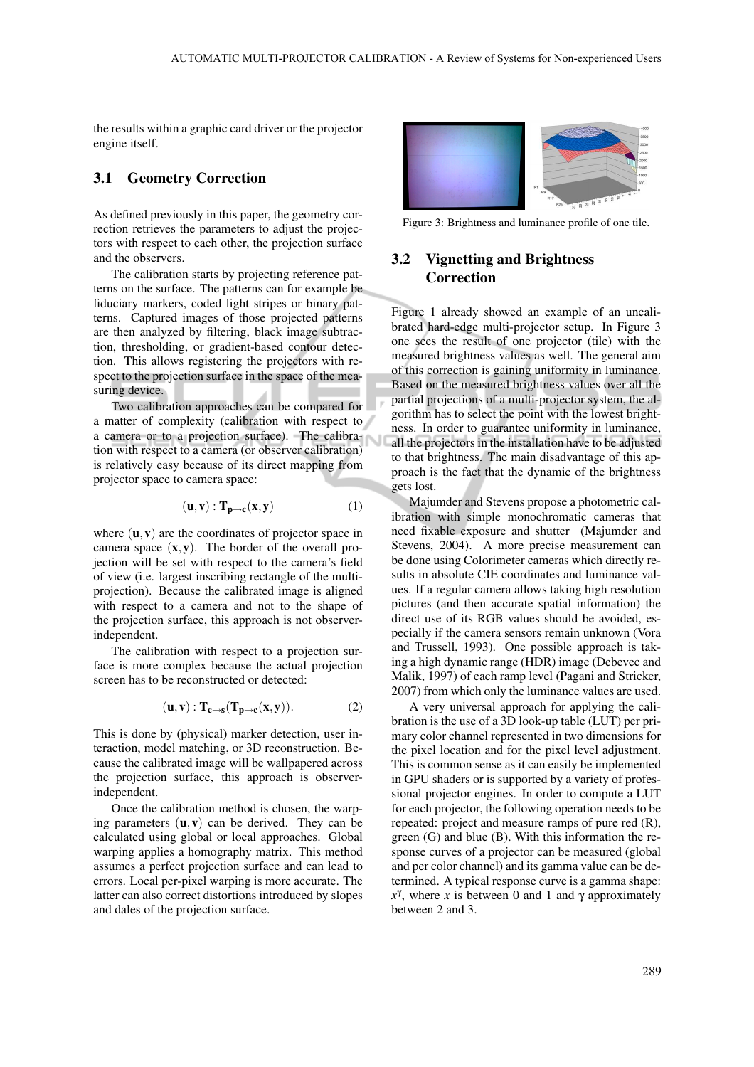the results within a graphic card driver or the projector engine itself.

## 3.1 Geometry Correction

As defined previously in this paper, the geometry correction retrieves the parameters to adjust the projectors with respect to each other, the projection surface and the observers.

The calibration starts by projecting reference patterns on the surface. The patterns can for example be fiduciary markers, coded light stripes or binary patterns. Captured images of those projected patterns are then analyzed by filtering, black image subtraction, thresholding, or gradient-based contour detection. This allows registering the projectors with respect to the projection surface in the space of the measuring device.

Two calibration approaches can be compared for a matter of complexity (calibration with respect to a camera or to a projection surface). The calibration with respect to a camera (or observer calibration) is relatively easy because of its direct mapping from projector space to camera space:

$$(\mathbf{u},\mathbf{v}) : \mathbf{T_{p\rightarrow c}}(\mathbf{x},\mathbf{y}) \qquad (1)$$

where $(\mathbf{u},\mathbf{v})$ are the coordinates of projector space in camera space $(\mathbf{x},\mathbf{y})$. The border of the overall projection will be set with respect to the camera's field of view (i.e. largest inscribing rectangle of the multi-projection). Because the calibrated image is aligned with respect to a camera and not to the shape of the projection surface, this approach is not observer-independent.

The calibration with respect to a projection surface is more complex because the actual projection screen has to be reconstructed or detected:

$$(\mathbf{u},\mathbf{v}) : \mathbf{T_{c\rightarrow s}}(\mathbf{T_{p\rightarrow c}}(\mathbf{x},\mathbf{y})). \qquad (2)$$

This is done by (physical) marker detection, user interaction, model matching, or 3D reconstruction. Because the calibrated image will be wallpapered across the projection surface, this approach is observer-independent.

Once the calibration method is chosen, the warping parameters $(\mathbf{u},\mathbf{v})$ can be derived. They can be calculated using global or local approaches. Global warping applies a homography matrix. This method assumes a perfect projection surface and can lead to errors. Local per-pixel warping is more accurate. The latter can also correct distortions introduced by slopes and dales of the projection surface.

Figure 3: Brightness and luminance profile of one tile.

## 3.2 Vignetting and Brightness Correction

Figure 1 already showed an example of an uncalibrated hard-edge multi-projector setup. In Figure 3 one sees the result of one projector (tile) with the measured brightness values as well. The general aim of this correction is gaining uniformity in luminance. Based on the measured brightness values over all the partial projections of a multi-projector system, the algorithm has to select the point with the lowest brightness. In order to guarantee uniformity in luminance, all the projectors in the installation have to be adjusted to that brightness. The main disadvantage of this approach is the fact that the dynamic of the brightness gets lost.

Majumder and Stevens propose a photometric calibration with simple monochromatic cameras that need fixable exposure and shutter (Majumder and Stevens, 2004). A more precise measurement can be done using Colorimeter cameras which directly results in absolute CIE coordinates and luminance values. If a regular camera allows taking high resolution pictures (and then accurate spatial information) the direct use of its RGB values should be avoided, especially if the camera sensors remain unknown (Vora and Trussell, 1993). One possible approach is taking a high dynamic range (HDR) image (Debevec and Malik, 1997) of each ramp level (Pagani and Stricker, 2007) from which only the luminance values are used.

A very universal approach for applying the calibration is the use of a 3D look-up table (LUT) per primary color channel represented in two dimensions for the pixel location and for the pixel level adjustment. This is common sense as it can easily be implemented in GPU shaders or is supported by a variety of professional projector engines. In order to compute a LUT for each projector, the following operation needs to be repeated: project and measure ramps of pure red (R), green (G) and blue (B). With this information the response curves of a projector can be measured (global and per color channel) and its gamma value can be determined. A typical response curve is a gamma shape: $x^{\gamma}$, where $x$ is between 0 and 1 and $\gamma$ approximately between 2 and 3.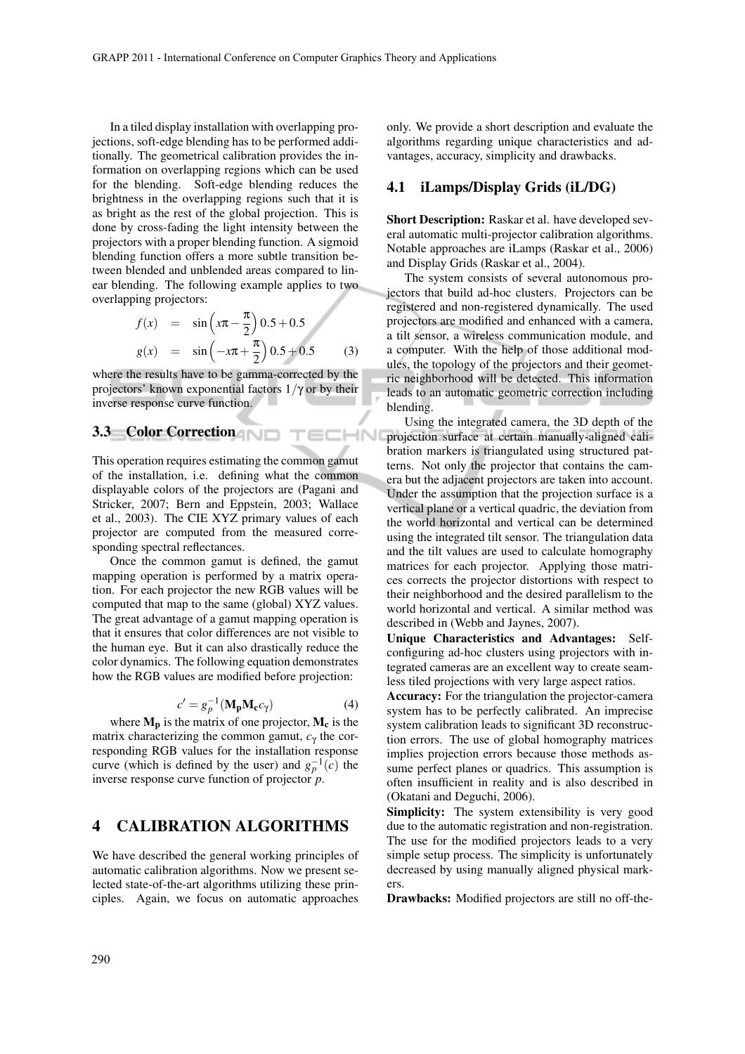In a tiled display installation with overlapping projections, soft-edge blending has to be performed additionally. The geometrical calibration provides the information on overlapping regions which can be used for the blending. Soft-edge blending reduces the brightness in the overlapping regions such that it is as bright as the rest of the global projection. This is done by cross-fading the light intensity between the projectors with a proper blending function. A sigmoid blending function offers a more subtle transition between blended and unblended areas compared to linear blending. The following example applies to two overlapping projectors:

$$
\begin{aligned}
f(x) &= \sin\left(x\pi - \frac{\pi}{2}\right) 0.5 + 0.5 \\
g(x) &= \sin\left(-x\pi + \frac{\pi}{2}\right) 0.5 + 0.5
\end{aligned}
\tag{3}
$$

where the results have to be gamma-corrected by the projectors' known exponential factors $1/\gamma$ or by their inverse response curve function.

### 3.3 Color Correction

This operation requires estimating the common gamut of the installation, i.e. defining what the common displayable colors of the projectors are (Pagani and Stricker, 2007; Bern and Eppstein, 2003; Wallace et al., 2003). The CIE XYZ primary values of each projector are computed from the measured corresponding spectral reflectances.

Once the common gamut is defined, the gamut mapping operation is performed by a matrix operation. For each projector the new RGB values will be computed that map to the same (global) XYZ values. The great advantage of a gamut mapping operation is that it ensures that color differences are not visible to the human eye. But it can also drastically reduce the color dynamics. The following equation demonstrates how the RGB values are modified before projection:

$$
c' = g_p^{-1}(\mathbf{M_p} \mathbf{M_c} c_\gamma) \tag{4}
$$

where $\mathbf{M_p}$ is the matrix of one projector, $\mathbf{M_c}$ is the matrix characterizing the common gamut, $c_\gamma$ the corresponding RGB values for the installation response curve (which is defined by the user) and $g_p^{-1}(c)$ the inverse response curve function of projector $p$.

## 4 CALIBRATION ALGORITHMS

We have described the general working principles of automatic calibration algorithms. Now we present selected state-of-the-art algorithms utilizing these principles. Again, we focus on automatic approaches only. We provide a short description and evaluate the algorithms regarding unique characteristics and advantages, accuracy, simplicity and drawbacks.

### 4.1 iLamps/Display Grids (iL/DG)

**Short Description:** Raskar et al. have developed several automatic multi-projector calibration algorithms. Notable approaches are iLamps (Raskar et al., 2006) and Display Grids (Raskar et al., 2004).

The system consists of several autonomous projectors that build ad-hoc clusters. Projectors can be registered and non-registered dynamically. The used projectors are modified and enhanced with a camera, a tilt sensor, a wireless communication module, and a computer. With the help of those additional modules, the topology of the projectors and their geometric neighborhood will be detected. This information leads to an automatic geometric correction including blending.

Using the integrated camera, the 3D depth of the projection surface at certain manually-aligned calibration markers is triangulated using structured patterns. Not only the projector that contains the camera but the adjacent projectors are taken into account. Under the assumption that the projection surface is a vertical plane or a vertical quadric, the deviation from the world horizontal and vertical can be determined using the integrated tilt sensor. The triangulation data and the tilt values are used to calculate homography matrices for each projector. Applying those matrices corrects the projector distortions with respect to their neighborhood and the desired parallelism to the world horizontal and vertical. A similar method was described in (Webb and Jaynes, 2007).

**Unique Characteristics and Advantages:** Self-configuring ad-hoc clusters using projectors with integrated cameras are an excellent way to create seamless tiled projections with very large aspect ratios.

**Accuracy:** For the triangulation the projector-camera system has to be perfectly calibrated. An imprecise system calibration leads to significant 3D reconstruction errors. The use of global homography matrices implies projection errors because those methods assume perfect planes or quadrics. This assumption is often insufficient in reality and is also described in (Okatani and Deguchi, 2006).

**Simplicity:** The system extensibility is very good due to the automatic registration and non-registration. The use for the modified projectors leads to a very simple setup process. The simplicity is unfortunately decreased by using manually aligned physical markers.

**Drawbacks:** Modified projectors are still no off-the-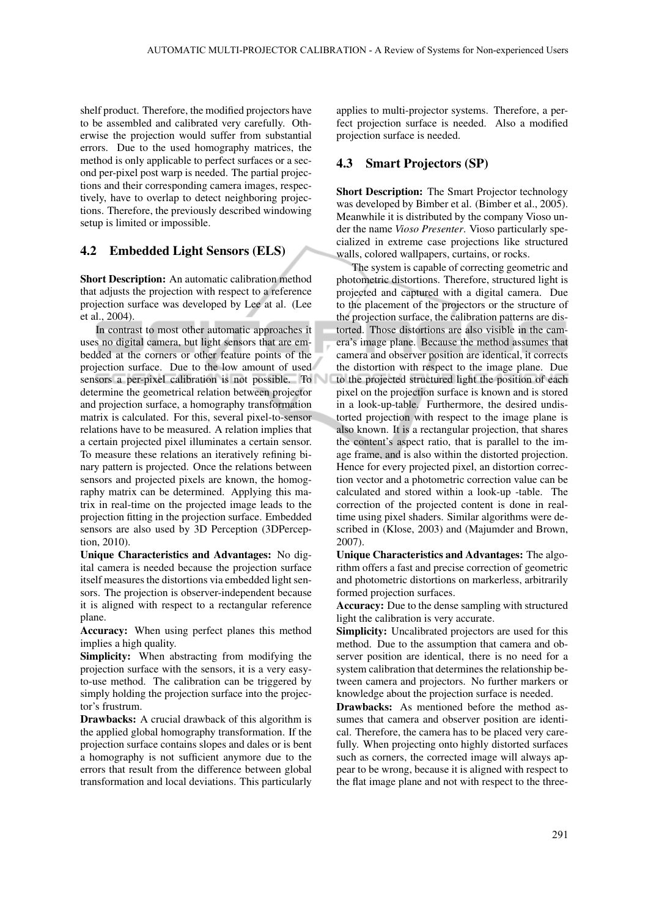shelf product. Therefore, the modified projectors have to be assembled and calibrated very carefully. Otherwise the projection would suffer from substantial errors. Due to the used homography matrices, the method is only applicable to perfect surfaces or a second per-pixel post warp is needed. The partial projections and their corresponding camera images, respectively, have to overlap to detect neighboring projections. Therefore, the previously described windowing setup is limited or impossible.

## 4.2 Embedded Light Sensors (ELS)

**Short Description:** An automatic calibration method that adjusts the projection with respect to a reference projection surface was developed by Lee at al. (Lee et al., 2004).

In contrast to most other automatic approaches it uses no digital camera, but light sensors that are embedded at the corners or other feature points of the projection surface. Due to the low amount of used sensors a per-pixel calibration is not possible. To determine the geometrical relation between projector and projection surface, a homography transformation matrix is calculated. For this, several pixel-to-sensor relations have to be measured. A relation implies that a certain projected pixel illuminates a certain sensor. To measure these relations an iteratively refining binary pattern is projected. Once the relations between sensors and projected pixels are known, the homography matrix can be determined. Applying this matrix in real-time on the projected image leads to the projection fitting in the projection surface. Embedded sensors are also used by 3D Perception (3DPerception, 2010).

**Unique Characteristics and Advantages:** No digital camera is needed because the projection surface itself measures the distortions via embedded light sensors. The projection is observer-independent because it is aligned with respect to a rectangular reference plane.

**Accuracy:** When using perfect planes this method implies a high quality.

**Simplicity:** When abstracting from modifying the projection surface with the sensors, it is a very easy-to-use method. The calibration can be triggered by simply holding the projection surface into the projector's frustrum.

**Drawbacks:** A crucial drawback of this algorithm is the applied global homography transformation. If the projection surface contains slopes and dales or is bent a homography is not sufficient anymore due to the errors that result from the difference between global transformation and local deviations. This particularly applies to multi-projector systems. Therefore, a perfect projection surface is needed. Also a modified projection surface is needed.

## 4.3 Smart Projectors (SP)

**Short Description:** The Smart Projector technology was developed by Bimber et al. (Bimber et al., 2005). Meanwhile it is distributed by the company Vioso under the name *Vioso Presenter*. Vioso particularly specialized in extreme case projections like structured walls, colored wallpapers, curtains, or rocks.

The system is capable of correcting geometric and photometric distortions. Therefore, structured light is projected and captured with a digital camera. Due to the placement of the projectors or the structure of the projection surface, the calibration patterns are distorted. Those distortions are also visible in the camera's image plane. Because the method assumes that camera and observer position are identical, it corrects the distortion with respect to the image plane. Due to the projected structured light the position of each pixel on the projection surface is known and is stored in a look-up-table. Furthermore, the desired undistorted projection with respect to the image plane is also known. It is a rectangular projection, that shares the content's aspect ratio, that is parallel to the image frame, and is also within the distorted projection. Hence for every projected pixel, a distortion correction vector and a photometric correction value can be calculated and stored within a look-up -table. The correction of the projected content is done in real-time using pixel shaders. Similar algorithms were described in (Klose, 2003) and (Majumder and Brown, 2007).

**Unique Characteristics and Advantages:** The algorithm offers a fast and precise correction of geometric and photometric distortions on markerless, arbitrarily formed projection surfaces.

**Accuracy:** Due to the dense sampling with structured light the calibration is very accurate.

**Simplicity:** Uncalibrated projectors are used for this method. Due to the assumption that camera and observer position are identical, there is no need for a system calibration that determines the relationship between camera and projectors. No further markers or knowledge about the projection surface is needed.

**Drawbacks:** As mentioned before the method assumes that camera and observer position are identical. Therefore, the camera has to be placed very carefully. When projecting onto highly distorted surfaces such as corners, the corrected image will always appear to be wrong, because it is aligned with respect to the flat image plane and not with respect to the three-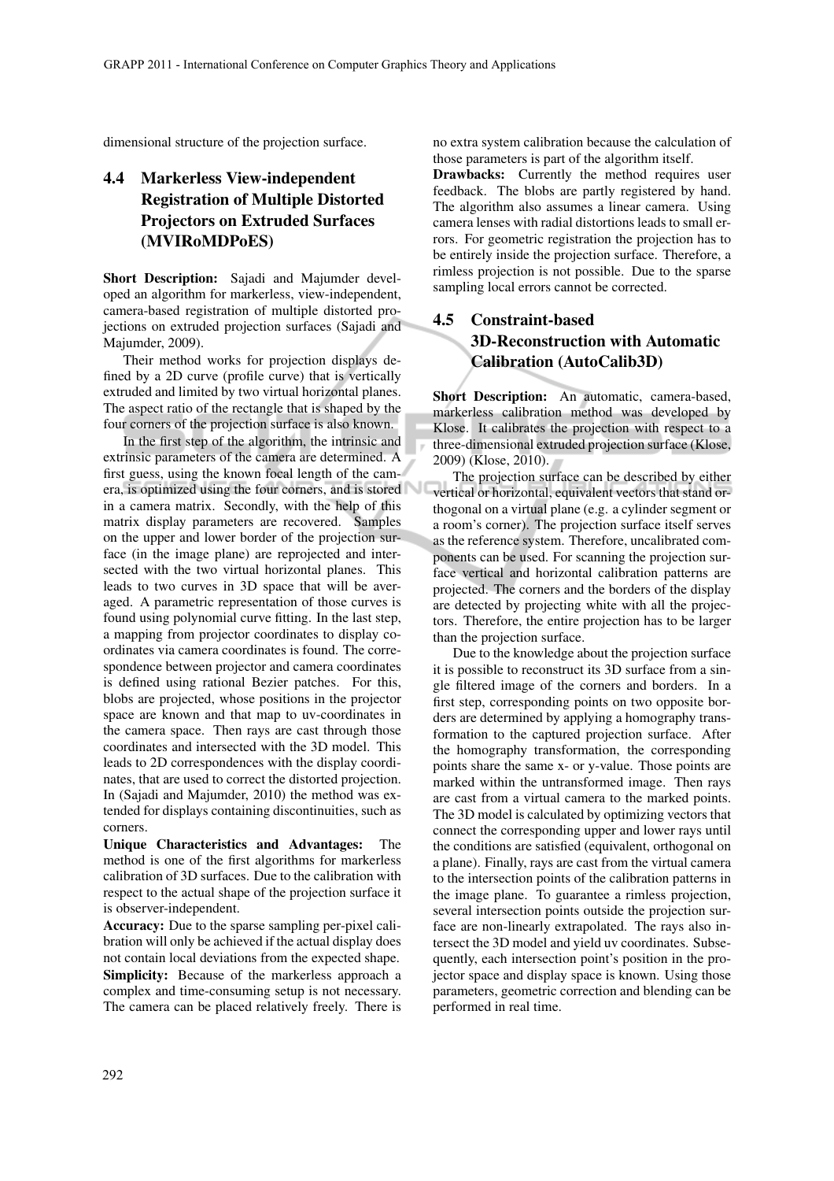dimensional structure of the projection surface.

### 4.4 Markerless View-independent Registration of Multiple Distorted Projectors on Extruded Surfaces (MVIRoMDPoES)

**Short Description:** Sajadi and Majumder developed an algorithm for markerless, view-independent, camera-based registration of multiple distorted projections on extruded projection surfaces (Sajadi and Majumder, 2009).

Their method works for projection displays defined by a 2D curve (profile curve) that is vertically extruded and limited by two virtual horizontal planes. The aspect ratio of the rectangle that is shaped by the four corners of the projection surface is also known.

In the first step of the algorithm, the intrinsic and extrinsic parameters of the camera are determined. A first guess, using the known focal length of the camera, is optimized using the four corners, and is stored in a camera matrix. Secondly, with the help of this matrix display parameters are recovered. Samples on the upper and lower border of the projection surface (in the image plane) are reprojected and intersected with the two virtual horizontal planes. This leads to two curves in 3D space that will be averaged. A parametric representation of those curves is found using polynomial curve fitting. In the last step, a mapping from projector coordinates to display coordinates via camera coordinates is found. The correspondence between projector and camera coordinates is defined using rational Bezier patches. For this, blobs are projected, whose positions in the projector space are known and that map to uv-coordinates in the camera space. Then rays are cast through those coordinates and intersected with the 3D model. This leads to 2D correspondences with the display coordinates, that are used to correct the distorted projection. In (Sajadi and Majumder, 2010) the method was extended for displays containing discontinuities, such as corners.

**Unique Characteristics and Advantages:** The method is one of the first algorithms for markerless calibration of 3D surfaces. Due to the calibration with respect to the actual shape of the projection surface it is observer-independent.

**Accuracy:** Due to the sparse sampling per-pixel calibration will only be achieved if the actual display does not contain local deviations from the expected shape.

**Simplicity:** Because of the markerless approach a complex and time-consuming setup is not necessary. The camera can be placed relatively freely. There is no extra system calibration because the calculation of those parameters is part of the algorithm itself.

**Drawbacks:** Currently the method requires user feedback. The blobs are partly registered by hand. The algorithm also assumes a linear camera. Using camera lenses with radial distortions leads to small errors. For geometric registration the projection has to be entirely inside the projection surface. Therefore, a rimless projection is not possible. Due to the sparse sampling local errors cannot be corrected.

### 4.5 Constraint-based 3D-Reconstruction with Automatic Calibration (AutoCalib3D)

**Short Description:** An automatic, camera-based, markerless calibration method was developed by Klose. It calibrates the projection with respect to a three-dimensional extruded projection surface (Klose, 2009) (Klose, 2010).

The projection surface can be described by either vertical or horizontal, equivalent vectors that stand orthogonal on a virtual plane (e.g. a cylinder segment or a room's corner). The projection surface itself serves as the reference system. Therefore, uncalibrated components can be used. For scanning the projection surface vertical and horizontal calibration patterns are projected. The corners and the borders of the display are detected by projecting white with all the projectors. Therefore, the entire projection has to be larger than the projection surface.

Due to the knowledge about the projection surface it is possible to reconstruct its 3D surface from a single filtered image of the corners and borders. In a first step, corresponding points on two opposite borders are determined by applying a homography transformation to the captured projection surface. After the homography transformation, the corresponding points share the same x- or y-value. Those points are marked within the untransformed image. Then rays are cast from a virtual camera to the marked points. The 3D model is calculated by optimizing vectors that connect the corresponding upper and lower rays until the conditions are satisfied (equivalent, orthogonal on a plane). Finally, rays are cast from the virtual camera to the intersection points of the calibration patterns in the image plane. To guarantee a rimless projection, several intersection points outside the projection surface are non-linearly extrapolated. The rays also intersect the 3D model and yield uv coordinates. Subsequently, each intersection point's position in the projector space and display space is known. Using those parameters, geometric correction and blending can be performed in real time.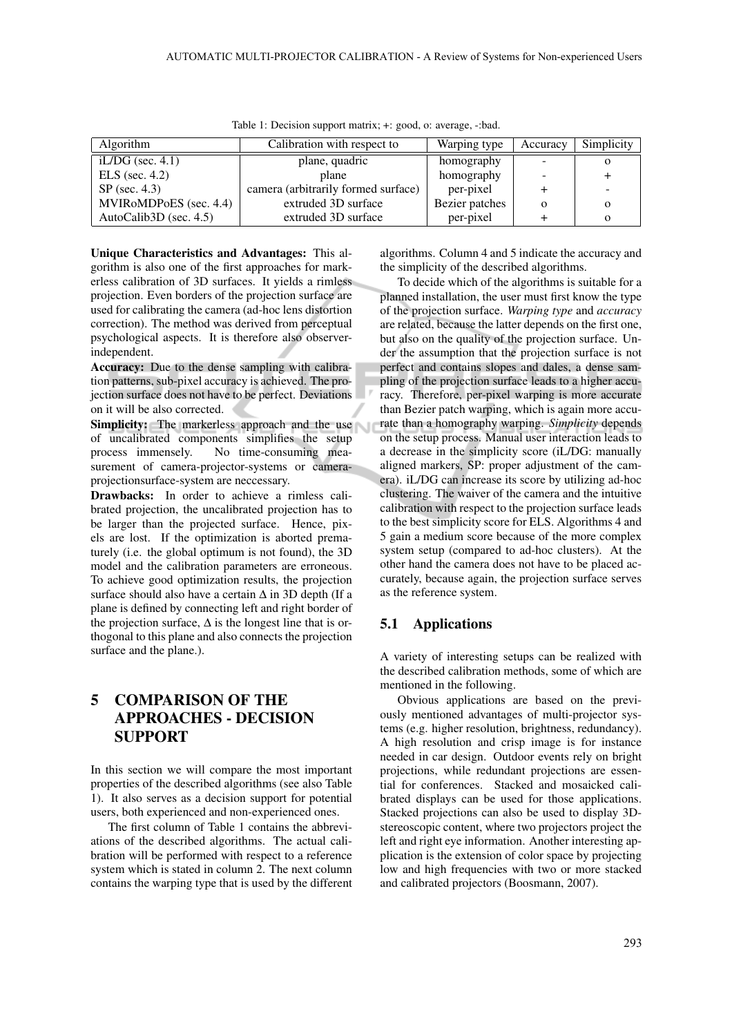Table 1: Decision support matrix; +: good, o: average, -:bad.

| Algorithm | Calibration with respect to | Warping type | Accuracy | Simplicity |
|---|---|---|---|---|
| iL/DG (sec. 4.1) | plane, quadric | homography | - | o |
| ELS (sec. 4.2) | plane | homography | - | + |
| SP (sec. 4.3) | camera (arbitrarily formed surface) | per-pixel | + | - |
| MVIRoMDPoES (sec. 4.4) | extruded 3D surface | Bezier patches | o | o |
| AutoCalib3D (sec. 4.5) | extruded 3D surface | per-pixel | + | o |

**Unique Characteristics and Advantages:** This algorithm is also one of the first approaches for markerless calibration of 3D surfaces. It yields a rimless projection. Even borders of the projection surface are used for calibrating the camera (ad-hoc lens distortion correction). The method was derived from perceptual psychological aspects. It is therefore also observer-independent.

**Accuracy:** Due to the dense sampling with calibration patterns, sub-pixel accuracy is achieved. The projection surface does not have to be perfect. Deviations on it will be also corrected.

**Simplicity:** The markerless approach and the use of uncalibrated components simplifies the setup process immensely. No time-consuming measurement of camera-projector-systems or camera-projectionsurface-system are neccessary.

**Drawbacks:** In order to achieve a rimless calibrated projection, the uncalibrated projection has to be larger than the projected surface. Hence, pixels are lost. If the optimization is aborted prematurely (i.e. the global optimum is not found), the 3D model and the calibration parameters are erroneous. To achieve good optimization results, the projection surface should also have a certain $\Delta$ in 3D depth (If a plane is defined by connecting left and right border of the projection surface, $\Delta$ is the longest line that is orthogonal to this plane and also connects the projection surface and the plane.).

# 5 COMPARISON OF THE APPROACHES - DECISION SUPPORT

In this section we will compare the most important properties of the described algorithms (see also Table 1). It also serves as a decision support for potential users, both experienced and non-experienced ones.

The first column of Table 1 contains the abbreviations of the described algorithms. The actual calibration will be performed with respect to a reference system which is stated in column 2. The next column contains the warping type that is used by the different algorithms. Column 4 and 5 indicate the accuracy and the simplicity of the described algorithms.

To decide which of the algorithms is suitable for a planned installation, the user must first know the type of the projection surface. *Warping type* and *accuracy* are related, because the latter depends on the first one, but also on the quality of the projection surface. Under the assumption that the projection surface is not perfect and contains slopes and dales, a dense sampling of the projection surface leads to a higher accuracy. Therefore, per-pixel warping is more accurate than Bezier patch warping, which is again more accurate than a homography warping. *Simplicity* depends on the setup process. Manual user interaction leads to a decrease in the simplicity score (iL/DG: manually aligned markers, SP: proper adjustment of the camera). iL/DG can increase its score by utilizing ad-hoc clustering. The waiver of the camera and the intuitive calibration with respect to the projection surface leads to the best simplicity score for ELS. Algorithms 4 and 5 gain a medium score because of the more complex system setup (compared to ad-hoc clusters). At the other hand the camera does not have to be placed accurately, because again, the projection surface serves as the reference system.

## 5.1 Applications

A variety of interesting setups can be realized with the described calibration methods, some of which are mentioned in the following.

Obvious applications are based on the previously mentioned advantages of multi-projector systems (e.g. higher resolution, brightness, redundancy). A high resolution and crisp image is for instance needed in car design. Outdoor events rely on bright projections, while redundant projections are essential for conferences. Stacked and mosaicked calibrated displays can be used for those applications. Stacked projections can also be used to display 3D-stereoscopic content, where two projectors project the left and right eye information. Another interesting application is the extension of color space by projecting low and high frequencies with two or more stacked and calibrated projectors (Boosmann, 2007).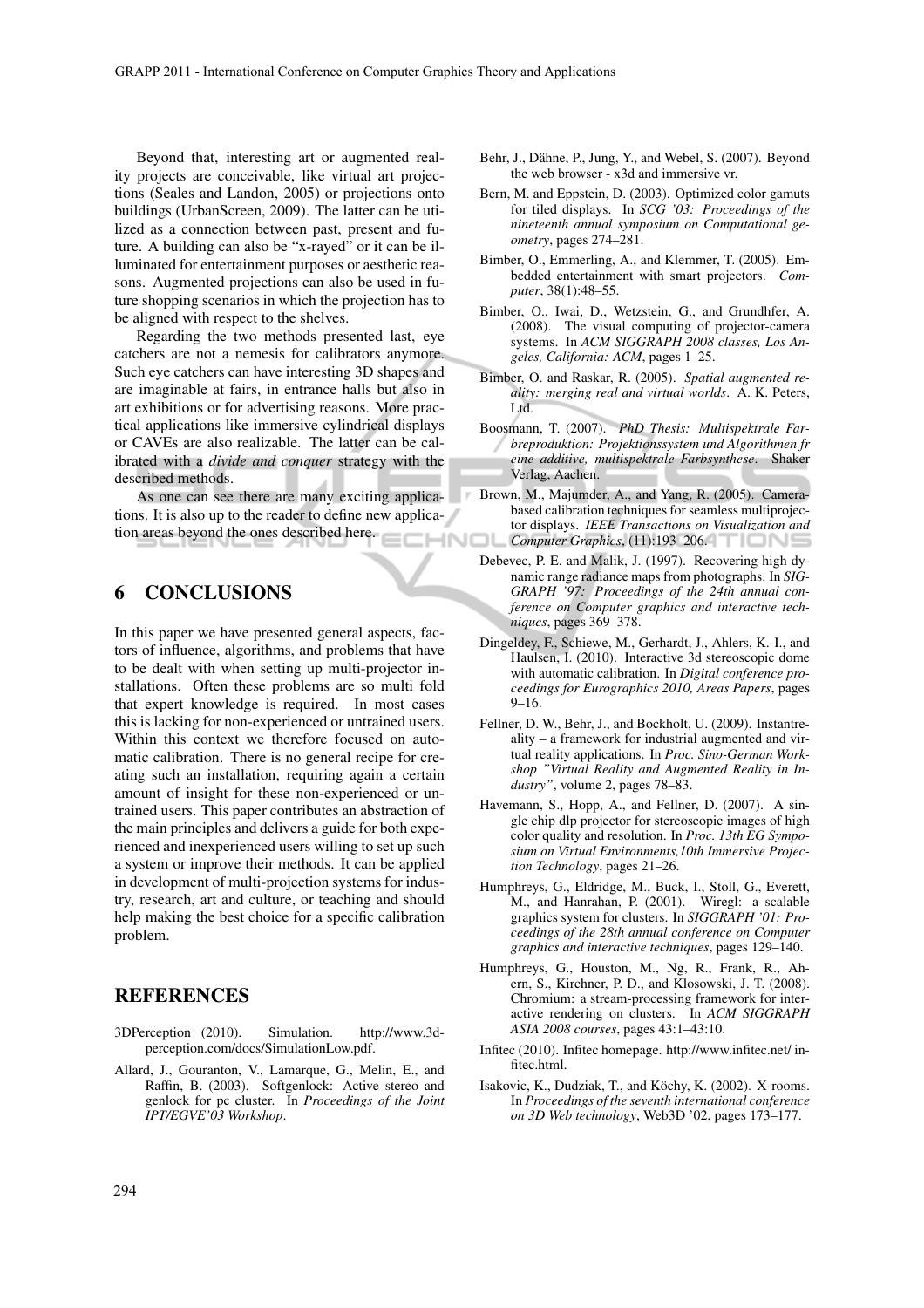Beyond that, interesting art or augmented reality projects are conceivable, like virtual art projections (Seales and Landon, 2005) or projections onto buildings (UrbanScreen, 2009). The latter can be utilized as a connection between past, present and future. A building can also be "x-rayed" or it can be illuminated for entertainment purposes or aesthetic reasons. Augmented projections can also be used in future shopping scenarios in which the projection has to be aligned with respect to the shelves.

Regarding the two methods presented last, eye catchers are not a nemesis for calibrators anymore. Such eye catchers can have interesting 3D shapes and are imaginable at fairs, in entrance halls but also in art exhibitions or for advertising reasons. More practical applications like immersive cylindrical displays or CAVEs are also realizable. The latter can be calibrated with a *divide and conquer* strategy with the described methods.

As one can see there are many exciting applications. It is also up to the reader to define new application areas beyond the ones described here.

## 6 CONCLUSIONS

In this paper we have presented general aspects, factors of influence, algorithms, and problems that have to be dealt with when setting up multi-projector installations. Often these problems are so multi fold that expert knowledge is required. In most cases this is lacking for non-experienced or untrained users. Within this context we therefore focused on automatic calibration. There is no general recipe for creating such an installation, requiring again a certain amount of insight for these non-experienced or untrained users. This paper contributes an abstraction of the main principles and delivers a guide for both experienced and inexperienced users willing to set up such a system or improve their methods. It can be applied in development of multi-projection systems for industry, research, art and culture, or teaching and should help making the best choice for a specific calibration problem.

## REFERENCES

3DPerception (2010). Simulation. http://www.3d-perception.com/docs/SimulationLow.pdf.

Allard, J., Gouranton, V., Lamarque, G., Melin, E., and Raffin, B. (2003). Softgenlock: Active stereo and genlock for pc cluster. In *Proceedings of the Joint IPT/EGVE'03 Workshop*.

Behr, J., Dähne, P., Jung, Y., and Webel, S. (2007). Beyond the web browser - x3d and immersive vr.

Bern, M. and Eppstein, D. (2003). Optimized color gamuts for tiled displays. In *SCG '03: Proceedings of the nineteenth annual symposium on Computational geometry*, pages 274–281.

Bimber, O., Emmerling, A., and Klemmer, T. (2005). Embedded entertainment with smart projectors. *Computer*, 38(1):48–55.

Bimber, O., Iwai, D., Wetzstein, G., and Grundhfer, A. (2008). The visual computing of projector-camera systems. In *ACM SIGGRAPH 2008 classes, Los Angeles, California: ACM*, pages 1–25.

Bimber, O. and Raskar, R. (2005). *Spatial augmented reality: merging real and virtual worlds*. A. K. Peters, Ltd.

Boosmann, T. (2007). *PhD Thesis: Multispektrale Farbreproduktion: Projektionssystem und Algorithmen fr eine additive, multispektrale Farbsynthese*. Shaker Verlag, Aachen.

Brown, M., Majumder, A., and Yang, R. (2005). Camera-based calibration techniques for seamless multiprojector displays. *IEEE Transactions on Visualization and Computer Graphics*, (11):193–206.

Debevec, P. E. and Malik, J. (1997). Recovering high dynamic range radiance maps from photographs. In *SIGGRAPH '97: Proceedings of the 24th annual conference on Computer graphics and interactive techniques*, pages 369–378.

Dingeldey, F., Schiewe, M., Gerhardt, J., Ahlers, K.-I., and Haulsen, I. (2010). Interactive 3d stereoscopic dome with automatic calibration. In *Digital conference proceedings for Eurographics 2010, Areas Papers*, pages 9–16.

Fellner, D. W., Behr, J., and Bockholt, U. (2009). Instantreality – a framework for industrial augmented and virtual reality applications. In *Proc. Sino-German Workshop "Virtual Reality and Augmented Reality in Industry"*, volume 2, pages 78–83.

Havemann, S., Hopp, A., and Fellner, D. (2007). A single chip dlp projector for stereoscopic images of high color quality and resolution. In *Proc. 13th EG Symposium on Virtual Environments,10th Immersive Projection Technology*, pages 21–26.

Humphreys, G., Eldridge, M., Buck, I., Stoll, G., Everett, M., and Hanrahan, P. (2001). Wiregl: a scalable graphics system for clusters. In *SIGGRAPH '01: Proceedings of the 28th annual conference on Computer graphics and interactive techniques*, pages 129–140.

Humphreys, G., Houston, M., Ng, R., Frank, R., Ahern, S., Kirchner, P. D., and Klosowski, J. T. (2008). Chromium: a stream-processing framework for interactive rendering on clusters. In *ACM SIGGRAPH ASIA 2008 courses*, pages 43:1–43:10.

Infitec (2010). Infitec homepage. http://www.infitec.net/ infitec.html.

Isakovic, K., Dudziak, T., and Köchy, K. (2002). X-rooms. In *Proceedings of the seventh international conference on 3D Web technology*, Web3D '02, pages 173–177.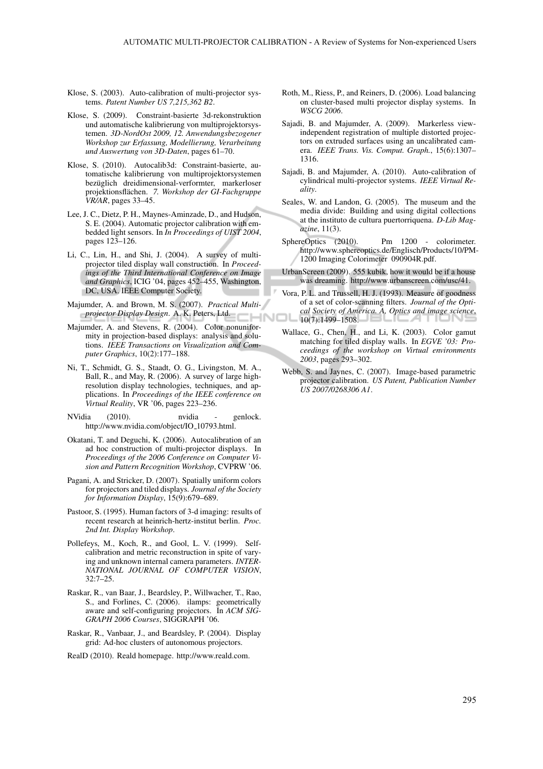Klose, S. (2003). Auto-calibration of multi-projector systems. *Patent Number US 7,215,362 B2*.

Klose, S. (2009). Constraint-basierte 3d-rekonstruktion und automatische kalibrierung von multiprojektorsystemen. *3D-NordOst 2009, 12. Anwendungsbezogener Workshop zur Erfassung, Modellierung, Verarbeitung und Auswertung von 3D-Daten*, pages 61–70.

Klose, S. (2010). Autocalib3d: Constraint-basierte, automatische kalibrierung von multiprojektorsystemen bezüglich dreidimensional-verformter, markerloser projektionsflächen. *7. Workshop der GI-Fachgruppe VR/AR*, pages 33–45.

Lee, J. C., Dietz, P. H., Maynes-Aminzade, D., and Hudson, S. E. (2004). Automatic projector calibration with embedded light sensors. In *In Proceedings of UIST 2004*, pages 123–126.

Li, C., Lin, H., and Shi, J. (2004). A survey of multi-projector tiled display wall construction. In *Proceedings of the Third International Conference on Image and Graphics*, ICIG '04, pages 452–455, Washington, DC, USA. IEEE Computer Society.

Majumder, A. and Brown, M. S. (2007). *Practical Multi-projector Display Design*. A. K. Peters, Ltd.

Majumder, A. and Stevens, R. (2004). Color nonuniformity in projection-based displays: analysis and solutions. *IEEE Transactions on Visualization and Computer Graphics*, 10(2):177–188.

Ni, T., Schmidt, G. S., Staadt, O. G., Livingston, M. A., Ball, R., and May, R. (2006). A survey of large high-resolution display technologies, techniques, and applications. In *Proceedings of the IEEE conference on Virtual Reality*, VR '06, pages 223–236.

NVidia (2010). nvidia - genlock. http://www.nvidia.com/object/IO_10793.html.

Okatani, T. and Deguchi, K. (2006). Autocalibration of an ad hoc construction of multi-projector displays. In *Proceedings of the 2006 Conference on Computer Vision and Pattern Recognition Workshop*, CVPRW '06.

Pagani, A. and Stricker, D. (2007). Spatially uniform colors for projectors and tiled displays. *Journal of the Society for Information Display*, 15(9):679–689.

Pastoor, S. (1995). Human factors of 3-d imaging: results of recent research at heinrich-hertz-institut berlin. *Proc. 2nd Int. Display Workshop*.

Pollefeys, M., Koch, R., and Gool, L. V. (1999). Self-calibration and metric reconstruction in spite of varying and unknown internal camera parameters. *INTERNATIONAL JOURNAL OF COMPUTER VISION*, 32:7–25.

Raskar, R., van Baar, J., Beardsley, P., Willwacher, T., Rao, S., and Forlines, C. (2006). ilamps: geometrically aware and self-configuring projectors. In *ACM SIGGRAPH 2006 Courses*, SIGGRAPH '06.

Raskar, R., Vanbaar, J., and Beardsley, P. (2004). Display grid: Ad-hoc clusters of autonomous projectors.

RealD (2010). Reald homepage. http://www.reald.com.

Roth, M., Riess, P., and Reiners, D. (2006). Load balancing on cluster-based multi projector display systems. In *WSCG 2006*.

Sajadi, B. and Majumder, A. (2009). Markerless view-independent registration of multiple distorted projectors on extruded surfaces using an uncalibrated camera. *IEEE Trans. Vis. Comput. Graph.*, 15(6):1307–1316.

Sajadi, B. and Majumder, A. (2010). Auto-calibration of cylindrical multi-projector systems. *IEEE Virtual Reality*.

Seales, W. and Landon, G. (2005). The museum and the media divide: Building and using digital collections at the instituto de cultura puertorriquena. *D-Lib Magazine*, 11(3).

SphereOptics (2010). Pm 1200 - colorimeter. http://www.sphereoptics.de/Englisch/Products/10/PM-1200 Imaging Colorimeter 090904R.pdf.

UrbanScreen (2009). 555 kubik, how it would be if a house was dreaming. http://www.urbanscreen.com/usc/41.

Vora, P. L. and Trussell, H. J. (1993). Measure of goodness of a set of color-scanning filters. *Journal of the Optical Society of America. A, Optics and image science*, 10(7):1499–1508.

Wallace, G., Chen, H., and Li, K. (2003). Color gamut matching for tiled display walls. In *EGVE '03: Proceedings of the workshop on Virtual environments 2003*, pages 293–302.

Webb, S. and Jaynes, C. (2007). Image-based parametric projector calibration. *US Patent, Publication Number US 2007/0268306 A1*.